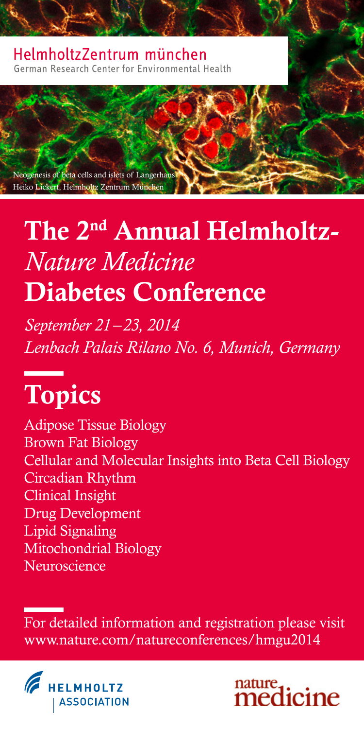HelmholtzZentrum münchen
German Research Center for Environmental Health

Neogenesis of beta cells and islets of Langerhans
Heiko Lickert, Helmholtz Zentrum München

# The 2nd Annual Helmholtz-*Nature Medicine* Diabetes Conference

*September 21–23, 2014*
*Lenbach Palais Rilano No. 6, Munich, Germany*

## Topics

Adipose Tissue Biology
Brown Fat Biology
Cellular and Molecular Insights into Beta Cell Biology
Circadian Rhythm
Clinical Insight
Drug Development
Lipid Signaling
Mitochondrial Biology
Neuroscience

For detailed information and registration please visit
www.nature.com/natureconferences/hmgu2014

HELMHOLTZ ASSOCIATION

nature medicine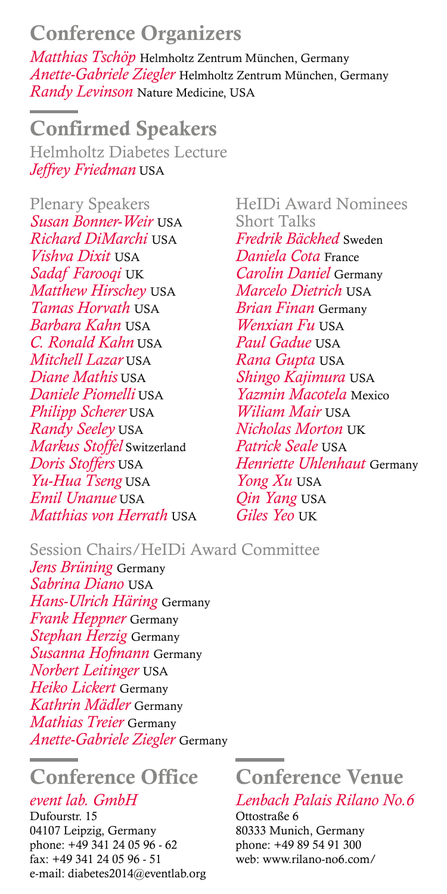## Conference Organizers

*Matthias Tschöp* Helmholtz Zentrum München, Germany
*Anette-Gabriele Ziegler* Helmholtz Zentrum München, Germany
*Randy Levinson* Nature Medicine, USA

## Confirmed Speakers

Helmholtz Diabetes Lecture
*Jeffrey Friedman* USA

Plenary Speakers
*Susan Bonner-Weir* USA
*Richard DiMarchi* USA
*Vishva Dixit* USA
*Sadaf Farooqi* UK
*Matthew Hirschey* USA
*Tamas Horvath* USA
*Barbara Kahn* USA
*C. Ronald Kahn* USA
*Mitchell Lazar* USA
*Diane Mathis* USA
*Daniele Piomelli* USA
*Philipp Scherer* USA
*Randy Seeley* USA
*Markus Stoffel* Switzerland
*Doris Stoffers* USA
*Yu-Hua Tseng* USA
*Emil Unanue* USA
*Matthias von Herrath* USA

HeIDi Award Nominees
Short Talks
*Fredrik Bäckhed* Sweden
*Daniela Cota* France
*Carolin Daniel* Germany
*Marcelo Dietrich* USA
*Brian Finan* Germany
*Wenxian Fu* USA
*Paul Gadue* USA
*Rana Gupta* USA
*Shingo Kajimura* USA
*Yazmin Macotela* Mexico
*Wiliam Mair* USA
*Nicholas Morton* UK
*Patrick Seale* USA
*Henriette Uhlenhaut* Germany
*Yong Xu* USA
*Qin Yang* USA
*Giles Yeo* UK

Session Chairs/HeIDi Award Committee
*Jens Brüning* Germany
*Sabrina Diano* USA
*Hans-Ulrich Häring* Germany
*Frank Heppner* Germany
*Stephan Herzig* Germany
*Susanna Hofmann* Germany
*Norbert Leitinger* USA
*Heiko Lickert* Germany
*Kathrin Mädler* Germany
*Mathias Treier* Germany
*Anette-Gabriele Ziegler* Germany

## Conference Office

*event lab. GmbH*
Dufourstr. 15
04107 Leipzig, Germany
phone: +49 341 24 05 96 - 62
fax: +49 341 24 05 96 - 51
e-mail: diabetes2014@eventlab.org

## Conference Venue

*Lenbach Palais Rilano No.6*
Ottostraße 6
80333 Munich, Germany
phone: +49 89 54 91 300
web: www.rilano-no6.com/